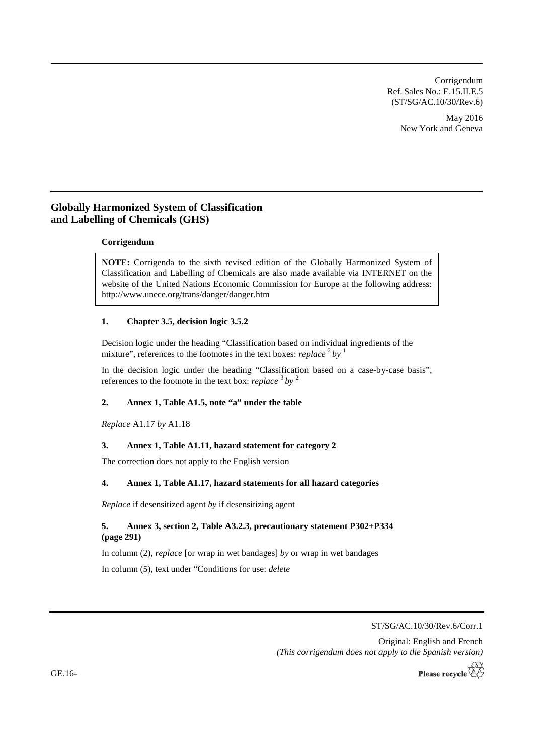Corrigendum
Ref. Sales No.: E.15.II.E.5
(ST/SG/AC.10/30/Rev.6)

May 2016
New York and Geneva

# Globally Harmonized System of Classification and Labelling of Chemicals (GHS)

**Corrigendum**

> **NOTE:** Corrigenda to the sixth revised edition of the Globally Harmonized System of Classification and Labelling of Chemicals are also made available via INTERNET on the website of the United Nations Economic Commission for Europe at the following address: http://www.unece.org/trans/danger/danger.htm

### 1. Chapter 3.5, decision logic 3.5.2

Decision logic under the heading "Classification based on individual ingredients of the mixture", references to the footnotes in the text boxes: *replace* [2] *by* [1]

In the decision logic under the heading "Classification based on a case-by-case basis", references to the footnote in the text box: *replace* [3] *by* [2]

### 2. Annex 1, Table A1.5, note "a" under the table

*Replace* A1.17 *by* A1.18

### 3. Annex 1, Table A1.11, hazard statement for category 2

The correction does not apply to the English version

### 4. Annex 1, Table A1.17, hazard statements for all hazard categories

*Replace* if desensitized agent *by* if desensitizing agent

### 5. Annex 3, section 2, Table A3.2.3, precautionary statement P302+P334 (page 291)

In column (2), *replace* [or wrap in wet bandages] *by* or wrap in wet bandages

In column (5), text under "Conditions for use: *delete*

ST/SG/AC.10/30/Rev.6/Corr.1

Original: English and French
*(This corrigendum does not apply to the Spanish version)*

GE.16-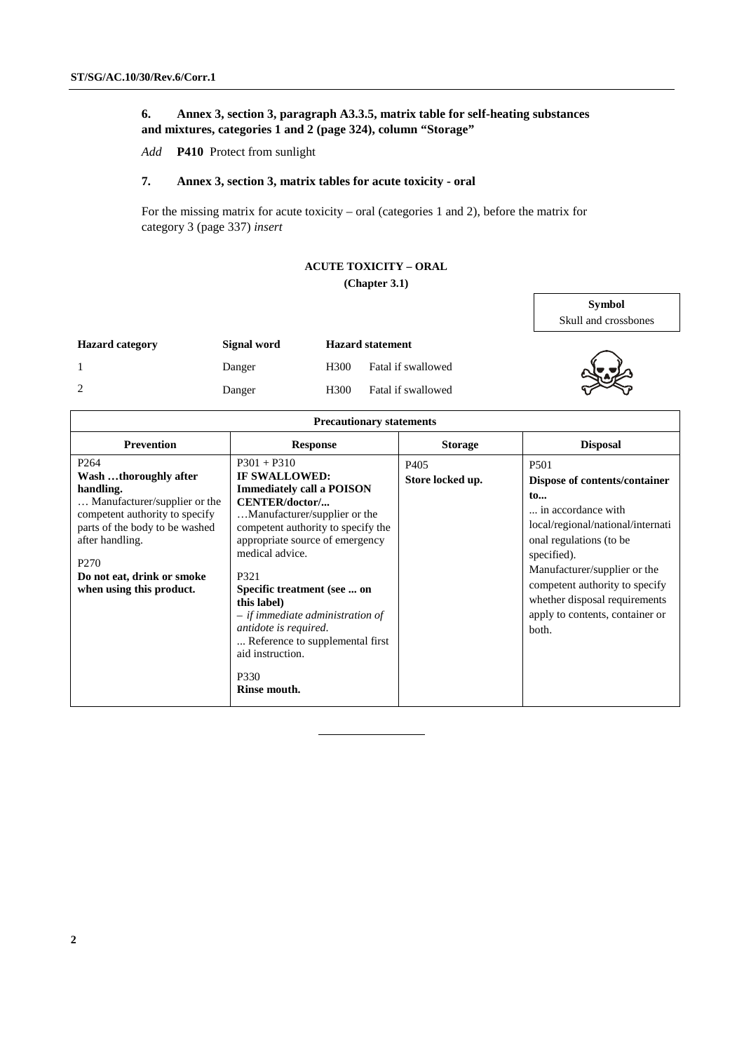6. **Annex 3, section 3, paragraph A3.3.5, matrix table for self-heating substances and mixtures, categories 1 and 2 (page 324), column "Storage"**

*Add* **P410** Protect from sunlight

7. **Annex 3, section 3, matrix tables for acute toxicity - oral**

For the missing matrix for acute toxicity – oral (categories 1 and 2), before the matrix for category 3 (page 337) *insert*

**ACUTE TOXICITY – ORAL**

**(Chapter 3.1)**

| **Hazard category** | **Signal word** | **Hazard statement** | **Symbol** Skull and crossbones |
|---|---|---|---|
| 1 | Danger | H300 Fatal if swallowed | |
| 2 | Danger | H300 Fatal if swallowed | |

| **Precautionary statements** | | | |
|---|---|---|---|
| **Prevention** | **Response** | **Storage** | **Disposal** |
| P264<br>**Wash …thoroughly after handling.**<br>… Manufacturer/supplier or the competent authority to specify parts of the body to be washed after handling.<br><br>P270<br>**Do not eat, drink or smoke when using this product.** | P301 + P310<br>**IF SWALLOWED: Immediately call a POISON CENTER/doctor/...**<br>…Manufacturer/supplier or the competent authority to specify the appropriate source of emergency medical advice.<br><br>P321<br>**Specific treatment (see ... on this label)**<br>*– if immediate administration of antidote is required.*<br>... Reference to supplemental first aid instruction.<br><br>P330<br>**Rinse mouth.** | P405<br>**Store locked up.** | P501<br>**Dispose of contents/container to...**<br>... in accordance with local/regional/national/international regulations (to be specified).<br>Manufacturer/supplier or the competent authority to specify whether disposal requirements apply to contents, container or both. |